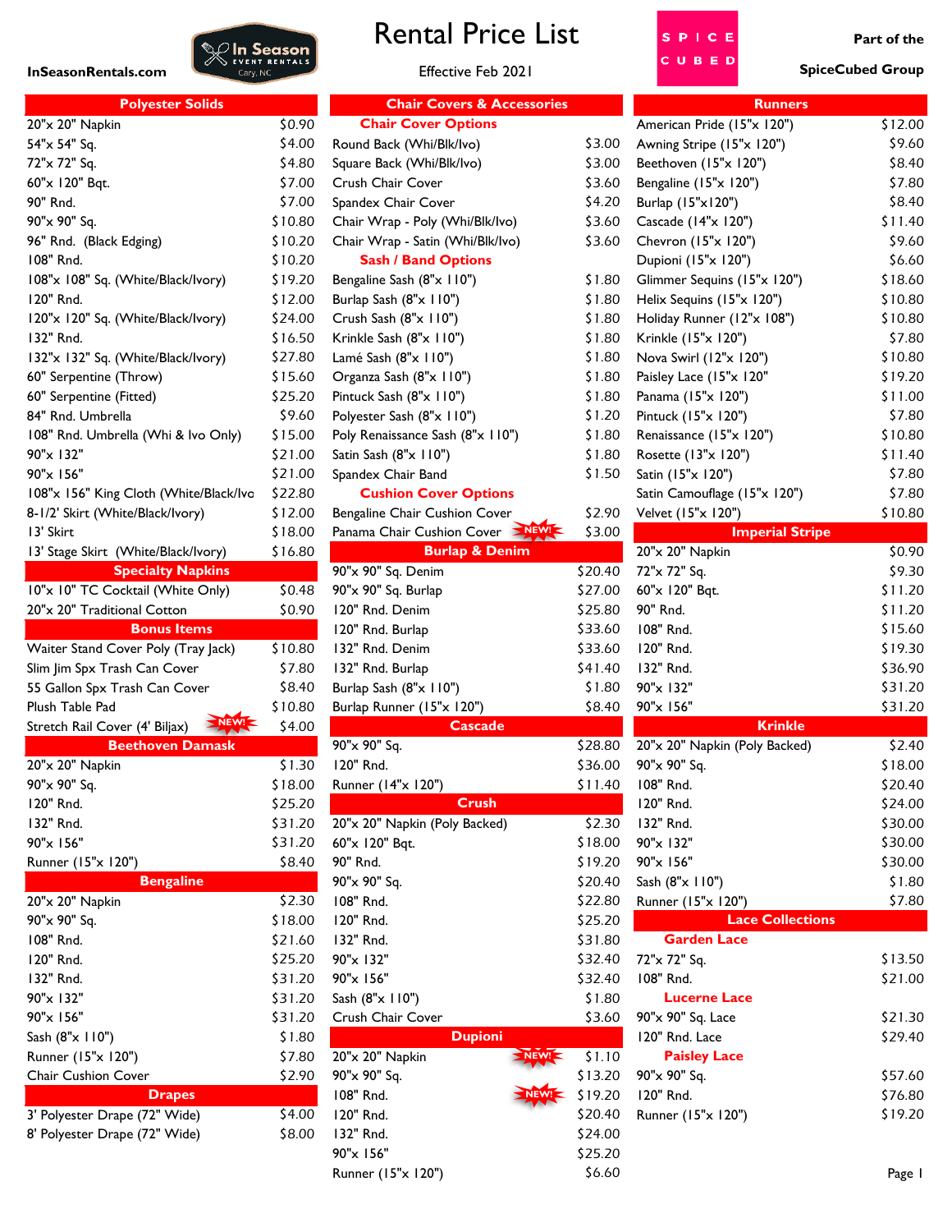# Rental Price List

InSeasonRentals.com

Effective Feb 2021

Part of the SpiceCubed Group

## Polyester Solids

| Item | Price |
|---|---|
| 20"x 20" Napkin | $0.90 |
| 54"x 54" Sq. | $4.00 |
| 72"x 72" Sq. | $4.80 |
| 60"x 120" Bqt. | $7.00 |
| 90" Rnd. | $7.00 |
| 90"x 90" Sq. | $10.80 |
| 96" Rnd. (Black Edging) | $10.20 |
| 108" Rnd. | $10.20 |
| 108"x 108" Sq. (White/Black/Ivory) | $19.20 |
| 120" Rnd. | $12.00 |
| 120"x 120" Sq. (White/Black/Ivory) | $24.00 |
| 132" Rnd. | $16.50 |
| 132"x 132" Sq. (White/Black/Ivory) | $27.80 |
| 60" Serpentine (Throw) | $15.60 |
| 60" Serpentine (Fitted) | $25.20 |
| 84" Rnd. Umbrella | $9.60 |
| 108" Rnd. Umbrella (Whi & Ivo Only) | $15.00 |
| 90"x 132" | $21.00 |
| 90"x 156" | $21.00 |
| 108"x 156" King Cloth (White/Black/Ivo | $22.80 |
| 8-1/2' Skirt (White/Black/Ivory) | $12.00 |
| 13' Skirt | $18.00 |
| 13' Stage Skirt (White/Black/Ivory) | $16.80 |

## Specialty Napkins

| Item | Price |
|---|---|
| 10"x 10" TC Cocktail (White Only) | $0.48 |
| 20"x 20" Traditional Cotton | $0.90 |

## Bonus Items

| Item | Price |
|---|---|
| Waiter Stand Cover Poly (Tray Jack) | $10.80 |
| Slim Jim Spx Trash Can Cover | $7.80 |
| 55 Gallon Spx Trash Can Cover | $8.40 |
| Plush Table Pad | $10.80 |
| Stretch Rail Cover (4' Biljax) NEW! | $4.00 |

## Beethoven Damask

| Item | Price |
|---|---|
| 20"x 20" Napkin | $1.30 |
| 90"x 90" Sq. | $18.00 |
| 120" Rnd. | $25.20 |
| 132" Rnd. | $31.20 |
| 90"x 156" | $31.20 |
| Runner (15"x 120") | $8.40 |

## Bengaline

| Item | Price |
|---|---|
| 20"x 20" Napkin | $2.30 |
| 90"x 90" Sq. | $18.00 |
| 108" Rnd. | $21.60 |
| 120" Rnd. | $25.20 |
| 132" Rnd. | $31.20 |
| 90"x 132" | $31.20 |
| 90"x 156" | $31.20 |
| Sash (8"x 110") | $1.80 |
| Runner (15"x 120") | $7.80 |
| Chair Cushion Cover | $2.90 |

## Drapes

| Item | Price |
|---|---|
| 3' Polyester Drape (72" Wide) | $4.00 |
| 8' Polyester Drape (72" Wide) | $8.00 |

## Chair Covers & Accessories

### Chair Cover Options

| Item | Price |
|---|---|
| Round Back (Whi/Blk/Ivo) | $3.00 |
| Square Back (Whi/Blk/Ivo) | $3.00 |
| Crush Chair Cover | $3.60 |
| Spandex Chair Cover | $4.20 |
| Chair Wrap - Poly (Whi/Blk/Ivo) | $3.60 |
| Chair Wrap - Satin (Whi/Blk/Ivo) | $3.60 |

### Sash / Band Options

| Item | Price |
|---|---|
| Bengaline Sash (8"x 110") | $1.80 |
| Burlap Sash (8"x 110") | $1.80 |
| Crush Sash (8"x 110") | $1.80 |
| Krinkle Sash (8"x 110") | $1.80 |
| Lamé Sash (8"x 110") | $1.80 |
| Organza Sash (8"x 110") | $1.80 |
| Pintuck Sash (8"x 110") | $1.80 |
| Polyester Sash (8"x 110") | $1.20 |
| Poly Renaissance Sash (8"x 110") | $1.80 |
| Satin Sash (8"x 110") | $1.80 |
| Spandex Chair Band | $1.50 |

### Cushion Cover Options

| Item | Price |
|---|---|
| Bengaline Chair Cushion Cover | $2.90 |
| Panama Chair Cushion Cover NEW! | $3.00 |

## Burlap & Denim

| Item | Price |
|---|---|
| 90"x 90" Sq. Denim | $20.40 |
| 90"x 90" Sq. Burlap | $27.00 |
| 120" Rnd. Denim | $25.80 |
| 120" Rnd. Burlap | $33.60 |
| 132" Rnd. Denim | $33.60 |
| 132" Rnd. Burlap | $41.40 |
| Burlap Sash (8"x 110") | $1.80 |
| Burlap Runner (15"x 120") | $8.40 |

## Cascade

| Item | Price |
|---|---|
| 90"x 90" Sq. | $28.80 |
| 120" Rnd. | $36.00 |
| Runner (14"x 120") | $11.40 |

## Crush

| Item | Price |
|---|---|
| 20"x 20" Napkin (Poly Backed) | $2.30 |
| 60"x 120" Bqt. | $18.00 |
| 90" Rnd. | $19.20 |
| 90"x 90" Sq. | $20.40 |
| 108" Rnd. | $22.80 |
| 120" Rnd. | $25.20 |
| 132" Rnd. | $31.80 |
| 90"x 132" | $32.40 |
| 90"x 156" | $32.40 |
| Sash (8"x 110") | $1.80 |
| Crush Chair Cover | $3.60 |

## Dupioni

| Item | Price |
|---|---|
| 20"x 20" Napkin NEW! | $1.10 |
| 90"x 90" Sq. | $13.20 |
| 108" Rnd. NEW! | $19.20 |
| 120" Rnd. | $20.40 |
| 132" Rnd. | $24.00 |
| 90"x 156" | $25.20 |
| Runner (15"x 120") | $6.60 |

## Runners

| Item | Price |
|---|---|
| American Pride (15"x 120") | $12.00 |
| Awning Stripe (15"x 120") | $9.60 |
| Beethoven (15"x 120") | $8.40 |
| Bengaline (15"x 120") | $7.80 |
| Burlap (15"x120") | $8.40 |
| Cascade (14"x 120") | $11.40 |
| Chevron (15"x 120") | $9.60 |
| Dupioni (15"x 120") | $6.60 |
| Glimmer Sequins (15"x 120") | $18.60 |
| Helix Sequins (15"x 120") | $10.80 |
| Holiday Runner (12"x 108") | $10.80 |
| Krinkle (15"x 120") | $7.80 |
| Nova Swirl (12"x 120") | $10.80 |
| Paisley Lace (15"x 120" | $19.20 |
| Panama (15"x 120") | $11.00 |
| Pintuck (15"x 120") | $7.80 |
| Renaissance (15"x 120") | $10.80 |
| Rosette (13"x 120") | $11.40 |
| Satin (15"x 120") | $7.80 |
| Satin Camouflage (15"x 120") | $7.80 |
| Velvet (15"x 120") | $10.80 |

## Imperial Stripe

| Item | Price |
|---|---|
| 20"x 20" Napkin | $0.90 |
| 72"x 72" Sq. | $9.30 |
| 60"x 120" Bqt. | $11.20 |
| 90" Rnd. | $11.20 |
| 108" Rnd. | $15.60 |
| 120" Rnd. | $19.30 |
| 132" Rnd. | $36.90 |
| 90"x 132" | $31.20 |
| 90"x 156" | $31.20 |

## Krinkle

| Item | Price |
|---|---|
| 20"x 20" Napkin (Poly Backed) | $2.40 |
| 90"x 90" Sq. | $18.00 |
| 108" Rnd. | $20.40 |
| 120" Rnd. | $24.00 |
| 132" Rnd. | $30.00 |
| 90"x 132" | $30.00 |
| 90"x 156" | $30.00 |
| Sash (8"x 110") | $1.80 |
| Runner (15"x 120") | $7.80 |

## Lace Collections

### Garden Lace

| Item | Price |
|---|---|
| 72"x 72" Sq. | $13.50 |
| 108" Rnd. | $21.00 |

### Lucerne Lace

| Item | Price |
|---|---|
| 90"x 90" Sq. Lace | $21.30 |
| 120" Rnd. Lace | $29.40 |

### Paisley Lace

| Item | Price |
|---|---|
| 90"x 90" Sq. | $57.60 |
| 120" Rnd. | $76.80 |
| Runner (15"x 120") | $19.20 |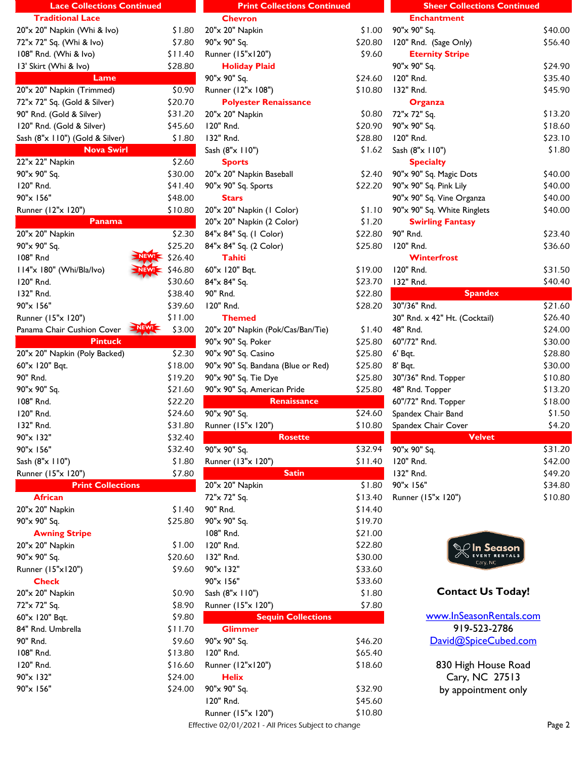## Lace Collections Continued

### Traditional Lace

| | |
|---|---|
| 20"x 20" Napkin (Whi & Ivo) | $1.80 |
| 72"x 72" Sq. (Whi & Ivo) | $7.80 |
| 108" Rnd. (Whi & Ivo) | $11.40 |
| 13' Skirt (Whi & Ivo) | $28.80 |

### Lame

| | |
|---|---|
| 20"x 20" Napkin (Trimmed) | $0.90 |
| 72"x 72" Sq. (Gold & Silver) | $20.70 |
| 90" Rnd. (Gold & Silver) | $31.20 |
| 120" Rnd. (Gold & Silver) | $45.60 |
| Sash (8"x 110") (Gold & Silver) | $1.80 |

### Nova Swirl

| | |
|---|---|
| 22"x 22" Napkin | $2.60 |
| 90"x 90" Sq. | $30.00 |
| 120" Rnd. | $41.40 |
| 90"x 156" | $48.00 |
| Runner (12"x 120") | $10.80 |

### Panama

| | |
|---|---|
| 20"x 20" Napkin | $2.30 |
| 90"x 90" Sq. | $25.20 |
| 108" Rnd NEW! | $26.40 |
| 114"x 180" (Whi/Bla/Ivo) NEW! | $46.80 |
| 120" Rnd. | $30.60 |
| 132" Rnd. | $38.40 |
| 90"x 156" | $39.60 |
| Runner (15"x 120") | $11.00 |
| Panama Chair Cushion Cover NEW! | $3.00 |

### Pintuck

| | |
|---|---|
| 20"x 20" Napkin (Poly Backed) | $2.30 |
| 60"x 120" Bqt. | $18.00 |
| 90" Rnd. | $19.20 |
| 90"x 90" Sq. | $21.60 |
| 108" Rnd. | $22.20 |
| 120" Rnd. | $24.60 |
| 132" Rnd. | $31.80 |
| 90"x 132" | $32.40 |
| 90"x 156" | $32.40 |
| Sash (8"x 110") | $1.80 |
| Runner (15"x 120") | $7.80 |

## Print Collections

### African

| | |
|---|---|
| 20"x 20" Napkin | $1.40 |
| 90"x 90" Sq. | $25.80 |

### Awning Stripe

| | |
|---|---|
| 20"x 20" Napkin | $1.00 |
| 90"x 90" Sq. | $20.60 |
| Runner (15"x120") | $9.60 |

### Check

| | |
|---|---|
| 20"x 20" Napkin | $0.90 |
| 72"x 72" Sq. | $8.90 |
| 60"x 120" Bqt. | $9.80 |
| 84" Rnd. Umbrella | $11.70 |
| 90" Rnd. | $9.60 |
| 108" Rnd. | $13.80 |
| 120" Rnd. | $16.60 |
| 90"x 132" | $24.00 |
| 90"x 156" | $24.00 |

## Print Collections Continued

### Chevron

| | |
|---|---|
| 20"x 20" Napkin | $1.00 |
| 90"x 90" Sq. | $20.80 |
| Runner (15"x120") | $9.60 |

### Holiday Plaid

| | |
|---|---|
| 90"x 90" Sq. | $24.60 |
| Runner (12"x 108") | $10.80 |

### Polyester Renaissance

| | |
|---|---|
| 20"x 20" Napkin | $0.80 |
| 120" Rnd. | $20.90 |
| 132" Rnd. | $28.80 |
| Sash (8"x 110") | $1.62 |

### Sports

| | |
|---|---|
| 20"x 20" Napkin Baseball | $2.40 |
| 90"x 90" Sq. Sports | $22.20 |

### Stars

| | |
|---|---|
| 20"x 20" Napkin (1 Color) | $1.10 |
| 20"x 20" Napkin (2 Color) | $1.20 |
| 84"x 84" Sq. (1 Color) | $22.80 |
| 84"x 84" Sq. (2 Color) | $25.80 |

### Tahiti

| | |
|---|---|
| 60"x 120" Bqt. | $19.00 |
| 84"x 84" Sq. | $23.70 |
| 90" Rnd. | $22.80 |
| 120" Rnd. | $28.20 |

### Themed

| | |
|---|---|
| 20"x 20" Napkin (Pok/Cas/Ban/Tie) | $1.40 |
| 90"x 90" Sq. Poker | $25.80 |
| 90"x 90" Sq. Casino | $25.80 |
| 90"x 90" Sq. Bandana (Blue or Red) | $25.80 |
| 90"x 90" Sq. Tie Dye | $25.80 |
| 90"x 90" Sq. American Pride | $25.80 |

### Renaissance

| | |
|---|---|
| 90"x 90" Sq. | $24.60 |
| Runner (15"x 120") | $10.80 |

### Rosette

| | |
|---|---|
| 90"x 90" Sq. | $32.94 |
| Runner (13"x 120") | $11.40 |

### Satin

| | |
|---|---|
| 20"x 20" Napkin | $1.80 |
| 72"x 72" Sq. | $13.40 |
| 90" Rnd. | $14.40 |
| 90"x 90" Sq. | $19.70 |
| 108" Rnd. | $21.00 |
| 120" Rnd. | $22.80 |
| 132" Rnd. | $30.00 |
| 90"x 132" | $33.60 |
| 90"x 156" | $33.60 |
| Sash (8"x 110") | $1.80 |
| Runner (15"x 120") | $7.80 |

## Sequin Collections

### Glimmer

| | |
|---|---|
| 90"x 90" Sq. | $46.20 |
| 120" Rnd. | $65.40 |
| Runner (12"x120") | $18.60 |

### Helix

| | |
|---|---|
| 90"x 90" Sq. | $32.90 |
| 120" Rnd. | $45.60 |
| Runner (15"x 120") | $10.80 |

## Sheer Collections Continued

### Enchantment

| | |
|---|---|
| 90"x 90" Sq. | $40.00 |
| 120" Rnd. (Sage Only) | $56.40 |

### Eternity Stripe

| | |
|---|---|
| 90"x 90" Sq. | $24.90 |
| 120" Rnd. | $35.40 |
| 132" Rnd. | $45.90 |

### Organza

| | |
|---|---|
| 72"x 72" Sq. | $13.20 |
| 90"x 90" Sq. | $18.60 |
| 120" Rnd. | $23.10 |
| Sash (8"x 110") | $1.80 |

### Specialty

| | |
|---|---|
| 90"x 90" Sq. Magic Dots | $40.00 |
| 90"x 90" Sq. Pink Lily | $40.00 |
| 90"x 90" Sq. Vine Organza | $40.00 |
| 90"x 90" Sq. White Ringlets | $40.00 |

### Swirling Fantasy

| | |
|---|---|
| 90" Rnd. | $23.40 |
| 120" Rnd. | $36.60 |

### Winterfrost

| | |
|---|---|
| 120" Rnd. | $31.50 |
| 132" Rnd. | $40.40 |

## Spandex

| | |
|---|---|
| 30"/36" Rnd. | $21.60 |
| 30" Rnd. x 42" Ht. (Cocktail) | $26.40 |
| 48" Rnd. | $24.00 |
| 60"/72" Rnd. | $30.00 |
| 6' Bqt. | $28.80 |
| 8' Bqt. | $30.00 |
| 30"/36" Rnd. Topper | $10.80 |
| 48" Rnd. Topper | $13.20 |
| 60"/72" Rnd. Topper | $18.00 |
| Spandex Chair Band | $1.50 |
| Spandex Chair Cover | $4.20 |

## Velvet

| | |
|---|---|
| 90"x 90" Sq. | $31.20 |
| 120" Rnd. | $42.00 |
| 132" Rnd. | $49.20 |
| 90"x 156" | $34.80 |
| Runner (15"x 120") | $10.80 |

In Season Event Rentals
Cary, NC

**Contact Us Today!**

www.InSeasonRentals.com
919-523-2786
David@SpiceCubed.com

830 High House Road
Cary, NC 27513
by appointment only

Effective 02/01/2021 - All Prices Subject to change